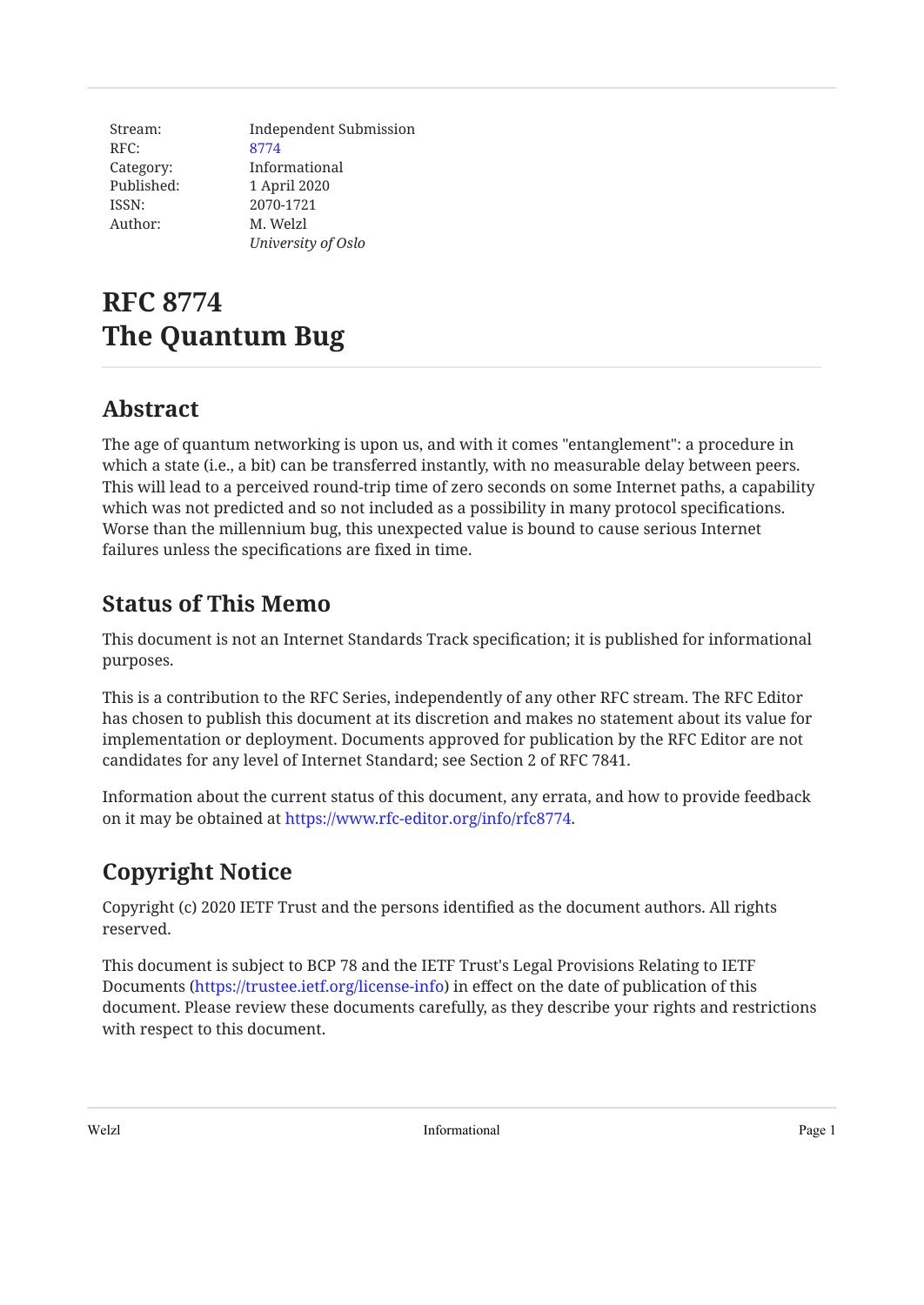| Stream: | Independent Submission |
| --- | --- |
| RFC: | 8774 |
| Category: | Informational |
| Published: | 1 April 2020 |
| ISSN: | 2070-1721 |
| Author: | M. Welzl |
| | *University of Oslo* |

# RFC 8774
# The Quantum Bug

## Abstract

The age of quantum networking is upon us, and with it comes "entanglement": a procedure in which a state (i.e., a bit) can be transferred instantly, with no measurable delay between peers. This will lead to a perceived round-trip time of zero seconds on some Internet paths, a capability which was not predicted and so not included as a possibility in many protocol specifications. Worse than the millennium bug, this unexpected value is bound to cause serious Internet failures unless the specifications are fixed in time.

## Status of This Memo

This document is not an Internet Standards Track specification; it is published for informational purposes.

This is a contribution to the RFC Series, independently of any other RFC stream. The RFC Editor has chosen to publish this document at its discretion and makes no statement about its value for implementation or deployment. Documents approved for publication by the RFC Editor are not candidates for any level of Internet Standard; see Section 2 of RFC 7841.

Information about the current status of this document, any errata, and how to provide feedback on it may be obtained at https://www.rfc-editor.org/info/rfc8774.

## Copyright Notice

Copyright (c) 2020 IETF Trust and the persons identified as the document authors. All rights reserved.

This document is subject to BCP 78 and the IETF Trust's Legal Provisions Relating to IETF Documents (https://trustee.ietf.org/license-info) in effect on the date of publication of this document. Please review these documents carefully, as they describe your rights and restrictions with respect to this document.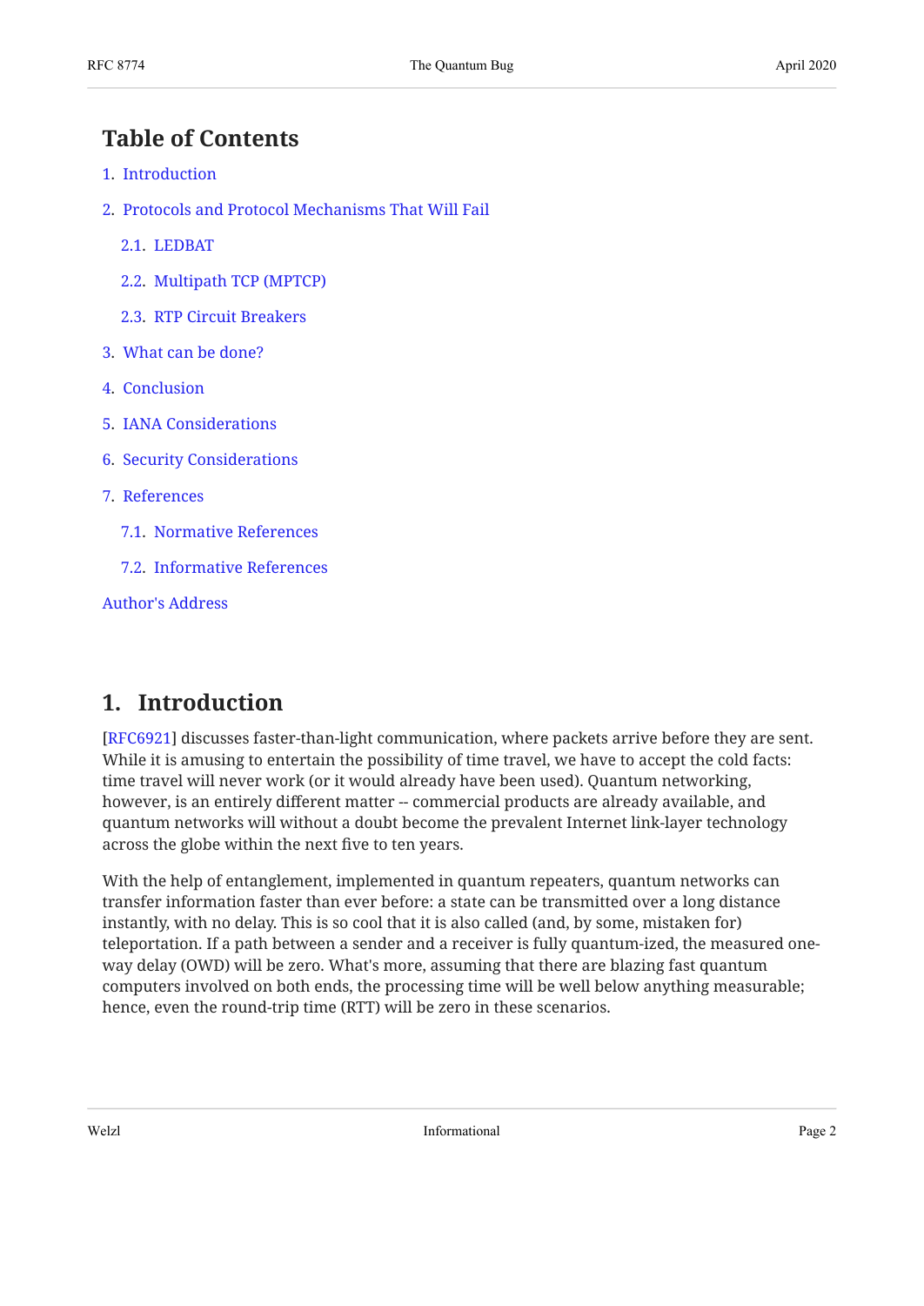## Table of Contents

1. Introduction
2. Protocols and Protocol Mechanisms That Will Fail
   - 2.1. LEDBAT
   - 2.2. Multipath TCP (MPTCP)
   - 2.3. RTP Circuit Breakers
3. What can be done?
4. Conclusion
5. IANA Considerations
6. Security Considerations
7. References
   - 7.1. Normative References
   - 7.2. Informative References

Author's Address

## 1. Introduction

[RFC6921] discusses faster-than-light communication, where packets arrive before they are sent. While it is amusing to entertain the possibility of time travel, we have to accept the cold facts: time travel will never work (or it would already have been used). Quantum networking, however, is an entirely different matter -- commercial products are already available, and quantum networks will without a doubt become the prevalent Internet link-layer technology across the globe within the next five to ten years.

With the help of entanglement, implemented in quantum repeaters, quantum networks can transfer information faster than ever before: a state can be transmitted over a long distance instantly, with no delay. This is so cool that it is also called (and, by some, mistaken for) teleportation. If a path between a sender and a receiver is fully quantum-ized, the measured one-way delay (OWD) will be zero. What's more, assuming that there are blazing fast quantum computers involved on both ends, the processing time will be well below anything measurable; hence, even the round-trip time (RTT) will be zero in these scenarios.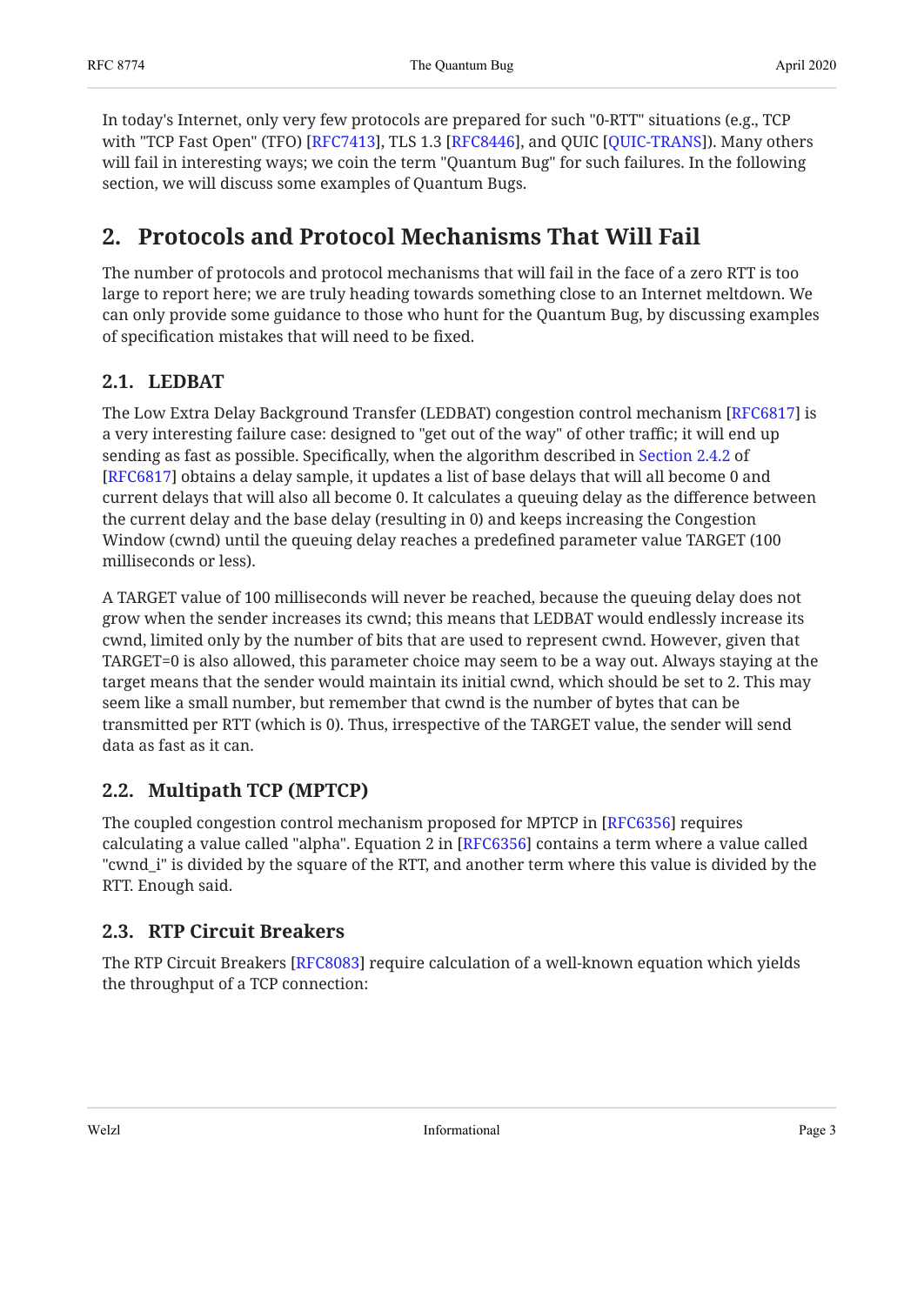In today's Internet, only very few protocols are prepared for such "0-RTT" situations (e.g., TCP with "TCP Fast Open" (TFO) [RFC7413], TLS 1.3 [RFC8446], and QUIC [QUIC-TRANS]). Many others will fail in interesting ways; we coin the term "Quantum Bug" for such failures. In the following section, we will discuss some examples of Quantum Bugs.

## 2. Protocols and Protocol Mechanisms That Will Fail

The number of protocols and protocol mechanisms that will fail in the face of a zero RTT is too large to report here; we are truly heading towards something close to an Internet meltdown. We can only provide some guidance to those who hunt for the Quantum Bug, by discussing examples of specification mistakes that will need to be fixed.

### 2.1. LEDBAT

The Low Extra Delay Background Transfer (LEDBAT) congestion control mechanism [RFC6817] is a very interesting failure case: designed to "get out of the way" of other traffic; it will end up sending as fast as possible. Specifically, when the algorithm described in Section 2.4.2 of [RFC6817] obtains a delay sample, it updates a list of base delays that will all become 0 and current delays that will also all become 0. It calculates a queuing delay as the difference between the current delay and the base delay (resulting in 0) and keeps increasing the Congestion Window (cwnd) until the queuing delay reaches a predefined parameter value TARGET (100 milliseconds or less).

A TARGET value of 100 milliseconds will never be reached, because the queuing delay does not grow when the sender increases its cwnd; this means that LEDBAT would endlessly increase its cwnd, limited only by the number of bits that are used to represent cwnd. However, given that TARGET=0 is also allowed, this parameter choice may seem to be a way out. Always staying at the target means that the sender would maintain its initial cwnd, which should be set to 2. This may seem like a small number, but remember that cwnd is the number of bytes that can be transmitted per RTT (which is 0). Thus, irrespective of the TARGET value, the sender will send data as fast as it can.

### 2.2. Multipath TCP (MPTCP)

The coupled congestion control mechanism proposed for MPTCP in [RFC6356] requires calculating a value called "alpha". Equation 2 in [RFC6356] contains a term where a value called "cwnd_i" is divided by the square of the RTT, and another term where this value is divided by the RTT. Enough said.

### 2.3. RTP Circuit Breakers

The RTP Circuit Breakers [RFC8083] require calculation of a well-known equation which yields the throughput of a TCP connection: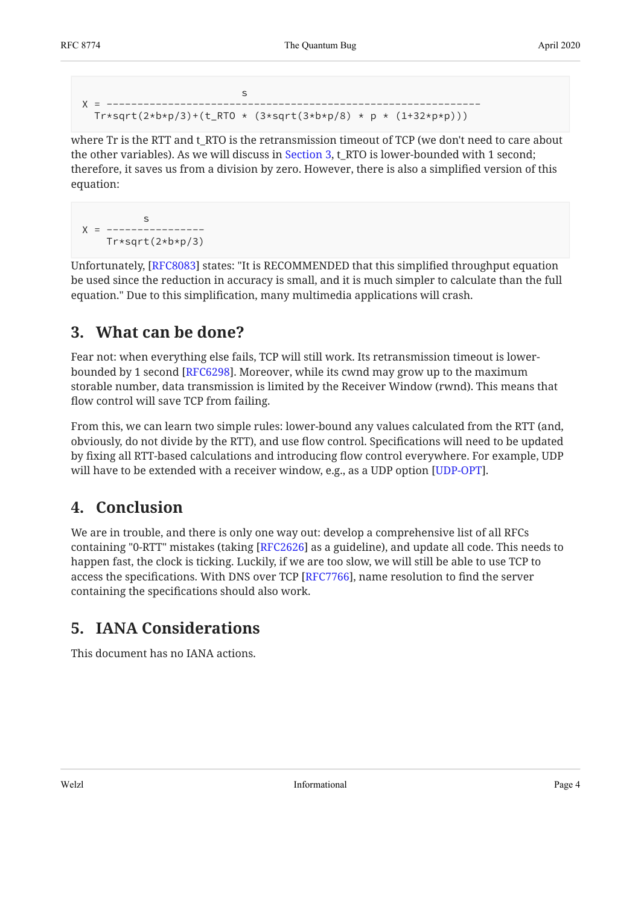```
                          s
X = --------------------------------------------------------------
  Tr*sqrt(2*b*p/3)+(t_RTO * (3*sqrt(3*b*p/8) * p * (1+32*p*p)))
```

where Tr is the RTT and t_RTO is the retransmission timeout of TCP (we don't need to care about the other variables). As we will discuss in Section 3, t_RTO is lower-bounded with 1 second; therefore, it saves us from a division by zero. However, there is also a simplified version of this equation:

```
          s
X = ----------------
    Tr*sqrt(2*b*p/3)
```

Unfortunately, [RFC8083] states: "It is RECOMMENDED that this simplified throughput equation be used since the reduction in accuracy is small, and it is much simpler to calculate than the full equation." Due to this simplification, many multimedia applications will crash.

## 3. What can be done?

Fear not: when everything else fails, TCP will still work. Its retransmission timeout is lower-bounded by 1 second [RFC6298]. Moreover, while its cwnd may grow up to the maximum storable number, data transmission is limited by the Receiver Window (rwnd). This means that flow control will save TCP from failing.

From this, we can learn two simple rules: lower-bound any values calculated from the RTT (and, obviously, do not divide by the RTT), and use flow control. Specifications will need to be updated by fixing all RTT-based calculations and introducing flow control everywhere. For example, UDP will have to be extended with a receiver window, e.g., as a UDP option [UDP-OPT].

## 4. Conclusion

We are in trouble, and there is only one way out: develop a comprehensive list of all RFCs containing "0-RTT" mistakes (taking [RFC2626] as a guideline), and update all code. This needs to happen fast, the clock is ticking. Luckily, if we are too slow, we will still be able to use TCP to access the specifications. With DNS over TCP [RFC7766], name resolution to find the server containing the specifications should also work.

## 5. IANA Considerations

This document has no IANA actions.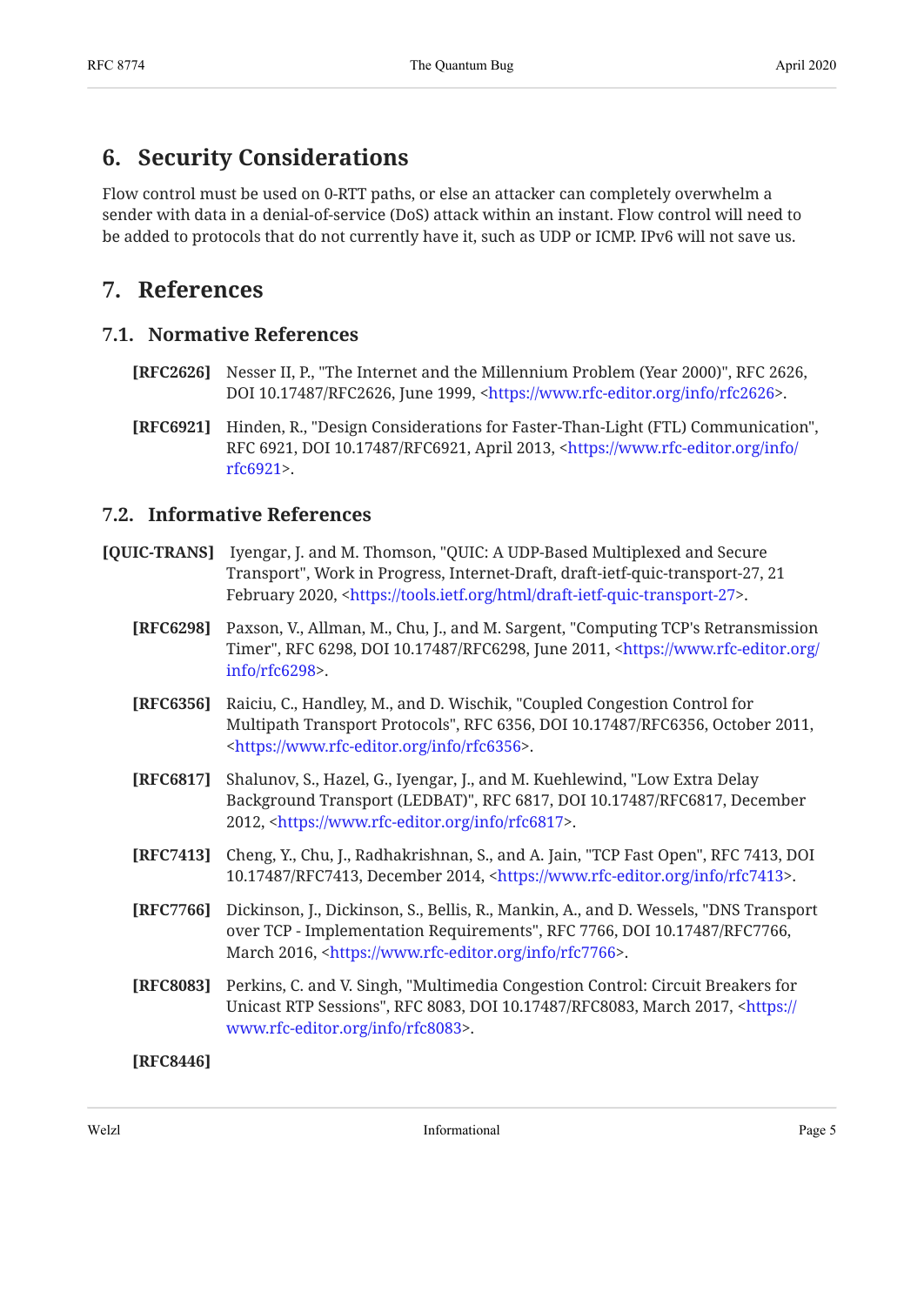## 6. Security Considerations

Flow control must be used on 0-RTT paths, or else an attacker can completely overwhelm a sender with data in a denial-of-service (DoS) attack within an instant. Flow control will need to be added to protocols that do not currently have it, such as UDP or ICMP. IPv6 will not save us.

## 7. References

### 7.1. Normative References

**[RFC2626]** Nesser II, P., "The Internet and the Millennium Problem (Year 2000)", RFC 2626, DOI 10.17487/RFC2626, June 1999, <https://www.rfc-editor.org/info/rfc2626>.

**[RFC6921]** Hinden, R., "Design Considerations for Faster-Than-Light (FTL) Communication", RFC 6921, DOI 10.17487/RFC6921, April 2013, <https://www.rfc-editor.org/info/rfc6921>.

### 7.2. Informative References

**[QUIC-TRANS]** Iyengar, J. and M. Thomson, "QUIC: A UDP-Based Multiplexed and Secure Transport", Work in Progress, Internet-Draft, draft-ietf-quic-transport-27, 21 February 2020, <https://tools.ietf.org/html/draft-ietf-quic-transport-27>.

**[RFC6298]** Paxson, V., Allman, M., Chu, J., and M. Sargent, "Computing TCP's Retransmission Timer", RFC 6298, DOI 10.17487/RFC6298, June 2011, <https://www.rfc-editor.org/info/rfc6298>.

**[RFC6356]** Raiciu, C., Handley, M., and D. Wischik, "Coupled Congestion Control for Multipath Transport Protocols", RFC 6356, DOI 10.17487/RFC6356, October 2011, <https://www.rfc-editor.org/info/rfc6356>.

**[RFC6817]** Shalunov, S., Hazel, G., Iyengar, J., and M. Kuehlewind, "Low Extra Delay Background Transport (LEDBAT)", RFC 6817, DOI 10.17487/RFC6817, December 2012, <https://www.rfc-editor.org/info/rfc6817>.

**[RFC7413]** Cheng, Y., Chu, J., Radhakrishnan, S., and A. Jain, "TCP Fast Open", RFC 7413, DOI 10.17487/RFC7413, December 2014, <https://www.rfc-editor.org/info/rfc7413>.

**[RFC7766]** Dickinson, J., Dickinson, S., Bellis, R., Mankin, A., and D. Wessels, "DNS Transport over TCP - Implementation Requirements", RFC 7766, DOI 10.17487/RFC7766, March 2016, <https://www.rfc-editor.org/info/rfc7766>.

**[RFC8083]** Perkins, C. and V. Singh, "Multimedia Congestion Control: Circuit Breakers for Unicast RTP Sessions", RFC 8083, DOI 10.17487/RFC8083, March 2017, <https://www.rfc-editor.org/info/rfc8083>.

**[RFC8446]**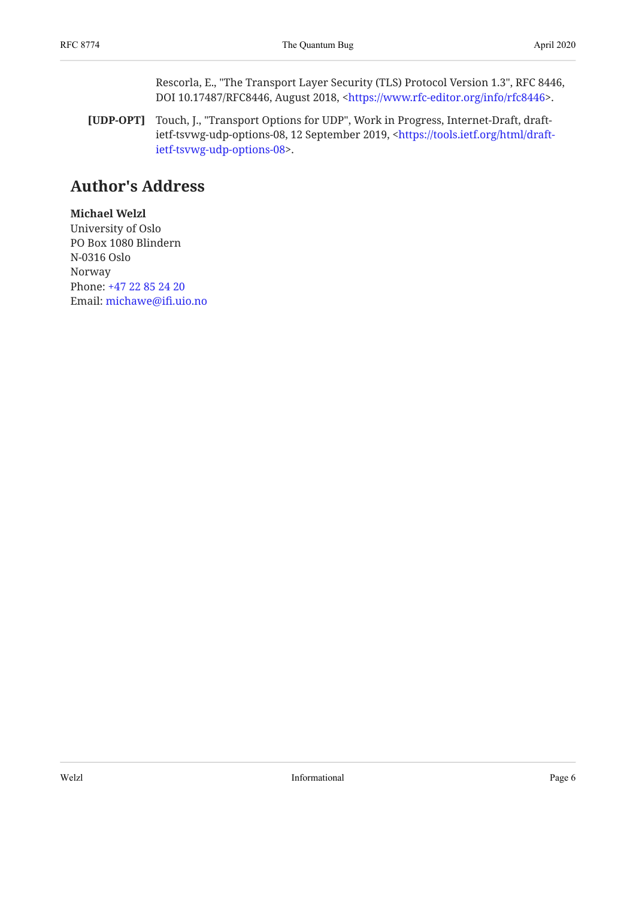Rescorla, E., "The Transport Layer Security (TLS) Protocol Version 1.3", RFC 8446, DOI 10.17487/RFC8446, August 2018, <https://www.rfc-editor.org/info/rfc8446>.

**[UDP-OPT]** Touch, J., "Transport Options for UDP", Work in Progress, Internet-Draft, draft-ietf-tsvwg-udp-options-08, 12 September 2019, <https://tools.ietf.org/html/draft-ietf-tsvwg-udp-options-08>.

## Author's Address

**Michael Welzl**
University of Oslo
PO Box 1080 Blindern
N-0316 Oslo
Norway
Phone: +47 22 85 24 20
Email: michawe@ifi.uio.no